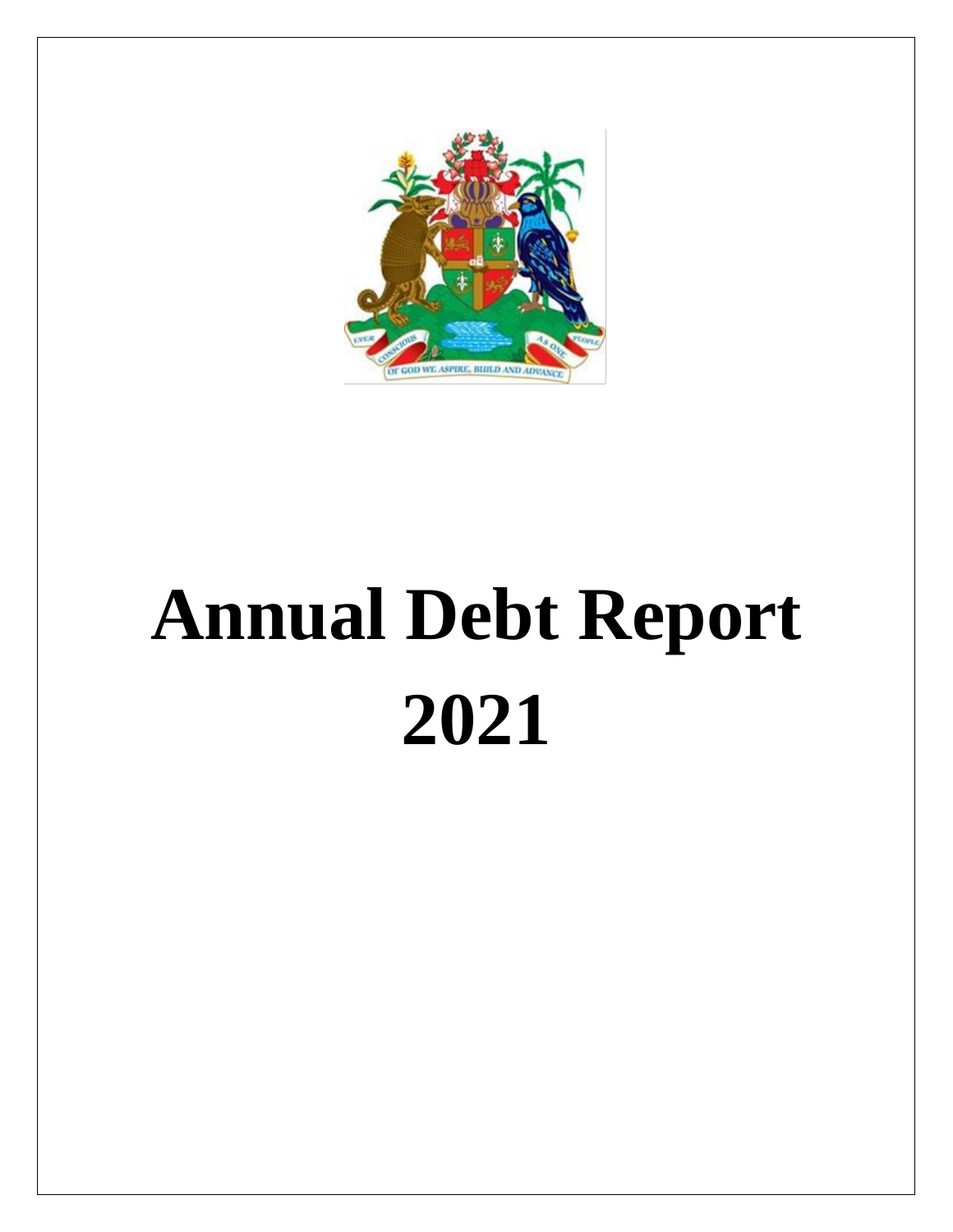# Annual Debt Report 2021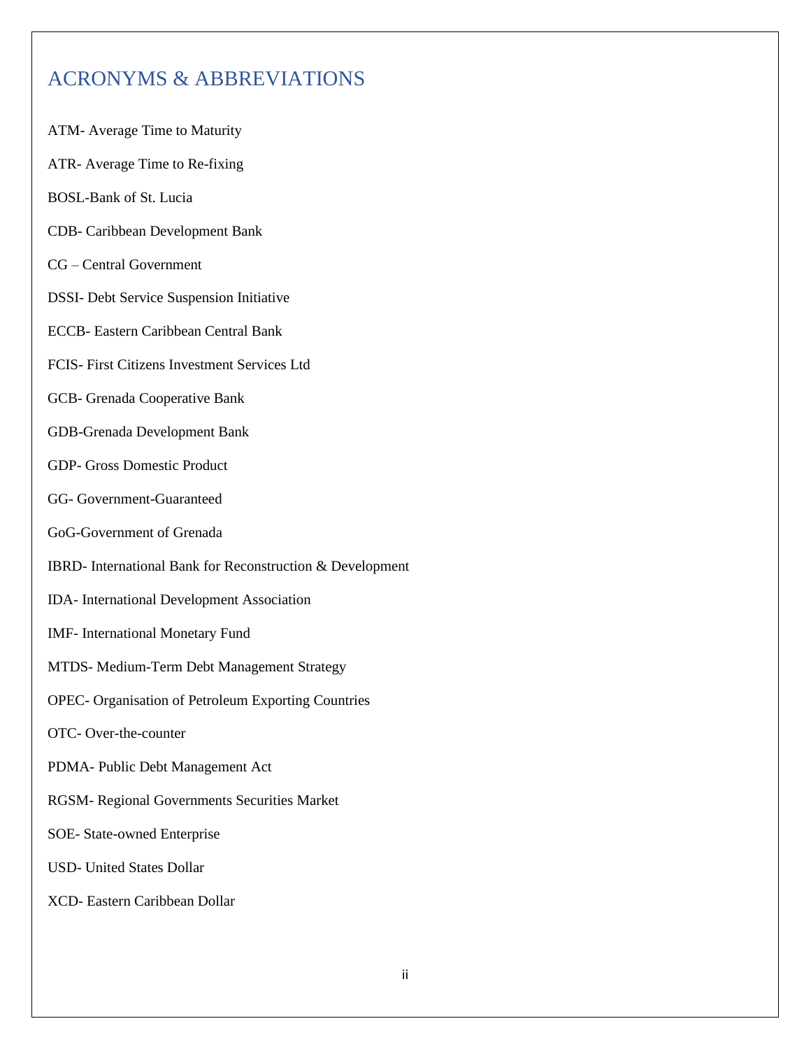# ACRONYMS & ABBREVIATIONS

ATM- Average Time to Maturity

ATR- Average Time to Re-fixing

BOSL-Bank of St. Lucia

CDB- Caribbean Development Bank

CG – Central Government

DSSI- Debt Service Suspension Initiative

ECCB- Eastern Caribbean Central Bank

FCIS- First Citizens Investment Services Ltd

GCB- Grenada Cooperative Bank

GDB-Grenada Development Bank

GDP- Gross Domestic Product

GG- Government-Guaranteed

GoG-Government of Grenada

IBRD- International Bank for Reconstruction & Development

IDA- International Development Association

IMF- International Monetary Fund

MTDS- Medium-Term Debt Management Strategy

OPEC- Organisation of Petroleum Exporting Countries

OTC- Over-the-counter

PDMA- Public Debt Management Act

RGSM- Regional Governments Securities Market

SOE- State-owned Enterprise

USD- United States Dollar

XCD- Eastern Caribbean Dollar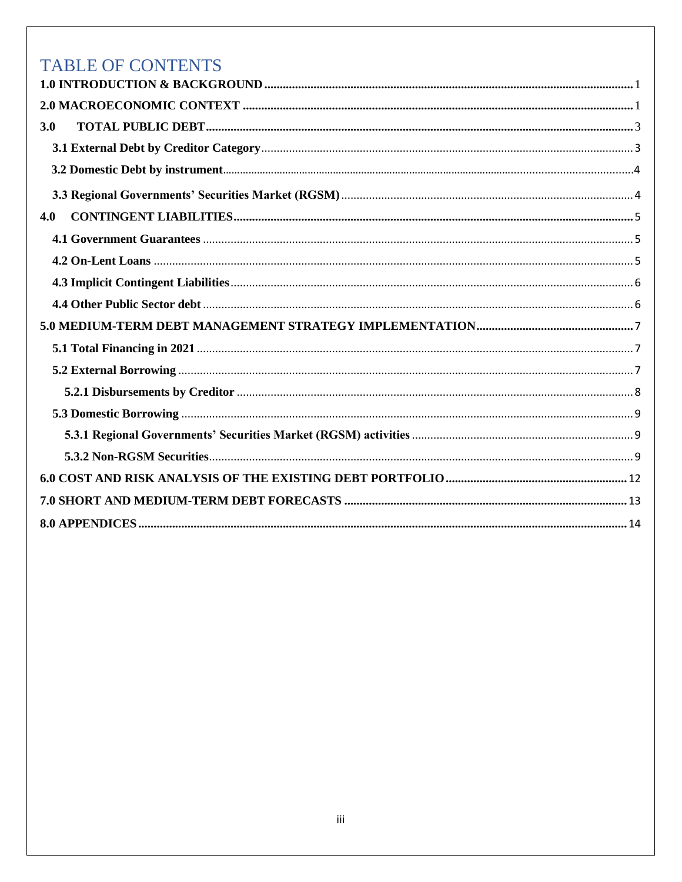# TABLE OF CONTENTS

1.0 INTRODUCTION & BACKGROUND ........ 1

2.0 MACROECONOMIC CONTEXT ........ 1

3.0 TOTAL PUBLIC DEBT ........ 3

- 3.1 External Debt by Creditor Category ........ 3
- 3.2 Domestic Debt by instrument ........ 4
- 3.3 Regional Governments' Securities Market (RGSM) ........ 4

4.0 CONTINGENT LIABILITIES ........ 5

- 4.1 Government Guarantees ........ 5
- 4.2 On-Lent Loans ........ 5
- 4.3 Implicit Contingent Liabilities ........ 6
- 4.4 Other Public Sector debt ........ 6

5.0 MEDIUM-TERM DEBT MANAGEMENT STRATEGY IMPLEMENTATION ........ 7

- 5.1 Total Financing in 2021 ........ 7
- 5.2 External Borrowing ........ 7
  - 5.2.1 Disbursements by Creditor ........ 8
- 5.3 Domestic Borrowing ........ 9
  - 5.3.1 Regional Governments' Securities Market (RGSM) activities ........ 9
  - 5.3.2 Non-RGSM Securities ........ 9

6.0 COST AND RISK ANALYSIS OF THE EXISTING DEBT PORTFOLIO ........ 12

7.0 SHORT AND MEDIUM-TERM DEBT FORECASTS ........ 13

8.0 APPENDICES ........ 14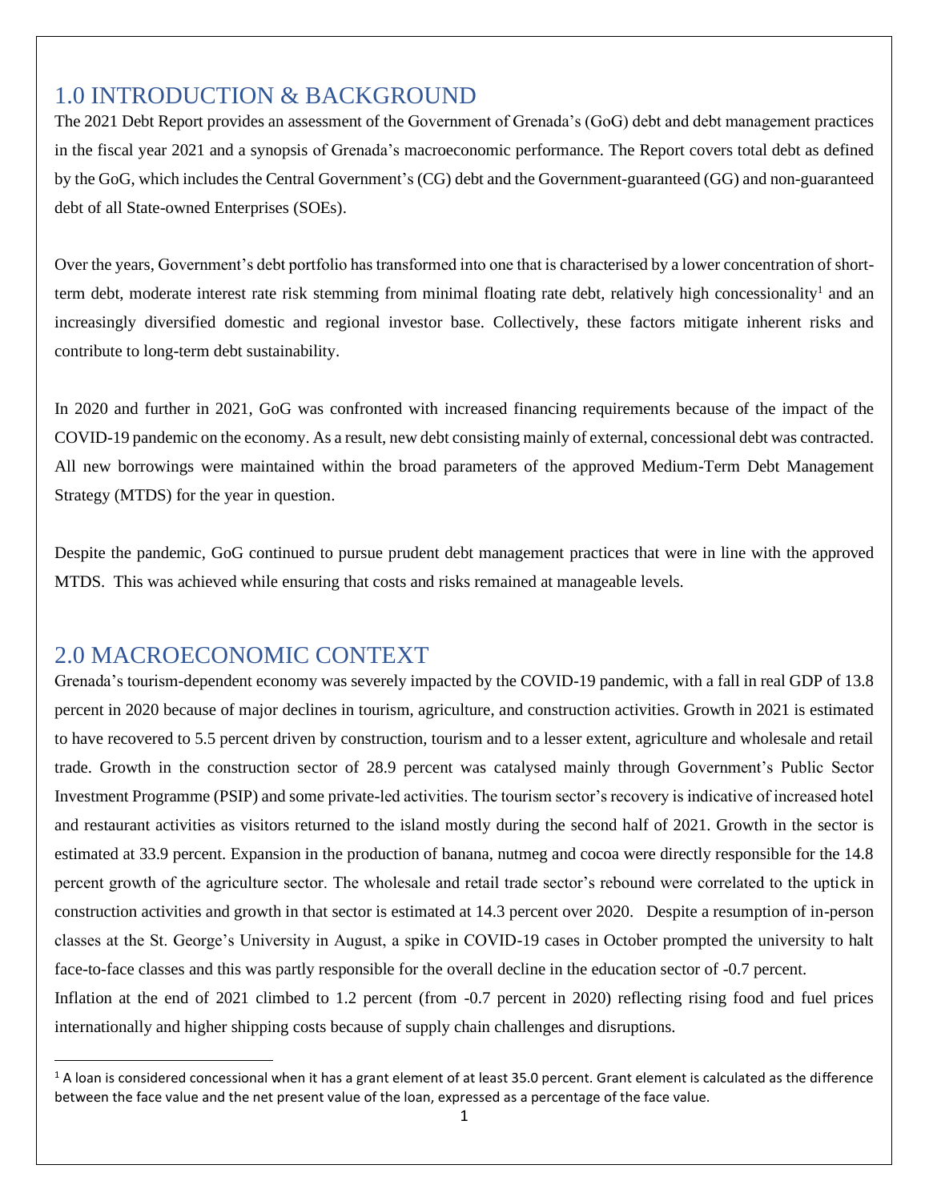## 1.0 INTRODUCTION & BACKGROUND

The 2021 Debt Report provides an assessment of the Government of Grenada's (GoG) debt and debt management practices in the fiscal year 2021 and a synopsis of Grenada's macroeconomic performance. The Report covers total debt as defined by the GoG, which includes the Central Government's (CG) debt and the Government-guaranteed (GG) and non-guaranteed debt of all State-owned Enterprises (SOEs).

Over the years, Government's debt portfolio has transformed into one that is characterised by a lower concentration of short-term debt, moderate interest rate risk stemming from minimal floating rate debt, relatively high concessionality[1] and an increasingly diversified domestic and regional investor base. Collectively, these factors mitigate inherent risks and contribute to long-term debt sustainability.

In 2020 and further in 2021, GoG was confronted with increased financing requirements because of the impact of the COVID-19 pandemic on the economy. As a result, new debt consisting mainly of external, concessional debt was contracted. All new borrowings were maintained within the broad parameters of the approved Medium-Term Debt Management Strategy (MTDS) for the year in question.

Despite the pandemic, GoG continued to pursue prudent debt management practices that were in line with the approved MTDS. This was achieved while ensuring that costs and risks remained at manageable levels.

## 2.0 MACROECONOMIC CONTEXT

Grenada's tourism-dependent economy was severely impacted by the COVID-19 pandemic, with a fall in real GDP of 13.8 percent in 2020 because of major declines in tourism, agriculture, and construction activities. Growth in 2021 is estimated to have recovered to 5.5 percent driven by construction, tourism and to a lesser extent, agriculture and wholesale and retail trade. Growth in the construction sector of 28.9 percent was catalysed mainly through Government's Public Sector Investment Programme (PSIP) and some private-led activities. The tourism sector's recovery is indicative of increased hotel and restaurant activities as visitors returned to the island mostly during the second half of 2021. Growth in the sector is estimated at 33.9 percent. Expansion in the production of banana, nutmeg and cocoa were directly responsible for the 14.8 percent growth of the agriculture sector. The wholesale and retail trade sector's rebound were correlated to the uptick in construction activities and growth in that sector is estimated at 14.3 percent over 2020. Despite a resumption of in-person classes at the St. George's University in August, a spike in COVID-19 cases in October prompted the university to halt face-to-face classes and this was partly responsible for the overall decline in the education sector of -0.7 percent.

Inflation at the end of 2021 climbed to 1.2 percent (from -0.7 percent in 2020) reflecting rising food and fuel prices internationally and higher shipping costs because of supply chain challenges and disruptions.

---

[1] A loan is considered concessional when it has a grant element of at least 35.0 percent. Grant element is calculated as the difference between the face value and the net present value of the loan, expressed as a percentage of the face value.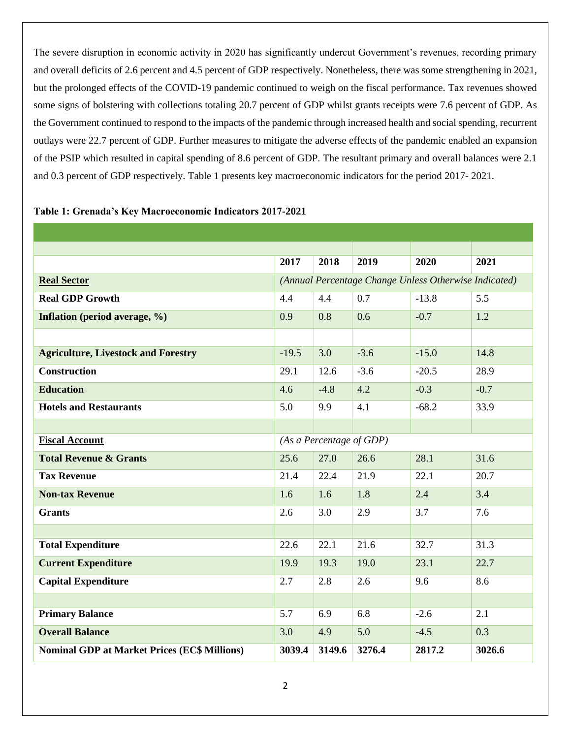The severe disruption in economic activity in 2020 has significantly undercut Government's revenues, recording primary and overall deficits of 2.6 percent and 4.5 percent of GDP respectively. Nonetheless, there was some strengthening in 2021, but the prolonged effects of the COVID-19 pandemic continued to weigh on the fiscal performance. Tax revenues showed some signs of bolstering with collections totaling 20.7 percent of GDP whilst grants receipts were 7.6 percent of GDP. As the Government continued to respond to the impacts of the pandemic through increased health and social spending, recurrent outlays were 22.7 percent of GDP. Further measures to mitigate the adverse effects of the pandemic enabled an expansion of the PSIP which resulted in capital spending of 8.6 percent of GDP. The resultant primary and overall balances were 2.1 and 0.3 percent of GDP respectively. Table 1 presents key macroeconomic indicators for the period 2017- 2021.

**Table 1: Grenada's Key Macroeconomic Indicators 2017-2021**

| | 2017 | 2018 | 2019 | 2020 | 2021 |
|---|---|---|---|---|---|
| **Real Sector** | *(Annual Percentage Change Unless Otherwise Indicated)* | | | | |
| **Real GDP Growth** | 4.4 | 4.4 | 0.7 | -13.8 | 5.5 |
| **Inflation (period average, %)** | 0.9 | 0.8 | 0.6 | -0.7 | 1.2 |
| | | | | | |
| **Agriculture, Livestock and Forestry** | -19.5 | 3.0 | -3.6 | -15.0 | 14.8 |
| **Construction** | 29.1 | 12.6 | -3.6 | -20.5 | 28.9 |
| **Education** | 4.6 | -4.8 | 4.2 | -0.3 | -0.7 |
| **Hotels and Restaurants** | 5.0 | 9.9 | 4.1 | -68.2 | 33.9 |
| | | | | | |
| **Fiscal Account** | *(As a Percentage of GDP)* | | | | |
| **Total Revenue & Grants** | 25.6 | 27.0 | 26.6 | 28.1 | 31.6 |
| **Tax Revenue** | 21.4 | 22.4 | 21.9 | 22.1 | 20.7 |
| **Non-tax Revenue** | 1.6 | 1.6 | 1.8 | 2.4 | 3.4 |
| **Grants** | 2.6 | 3.0 | 2.9 | 3.7 | 7.6 |
| | | | | | |
| **Total Expenditure** | 22.6 | 22.1 | 21.6 | 32.7 | 31.3 |
| **Current Expenditure** | 19.9 | 19.3 | 19.0 | 23.1 | 22.7 |
| **Capital Expenditure** | 2.7 | 2.8 | 2.6 | 9.6 | 8.6 |
| | | | | | |
| **Primary Balance** | 5.7 | 6.9 | 6.8 | -2.6 | 2.1 |
| **Overall Balance** | 3.0 | 4.9 | 5.0 | -4.5 | 0.3 |
| **Nominal GDP at Market Prices (EC$ Millions)** | **3039.4** | **3149.6** | **3276.4** | **2817.2** | **3026.6** |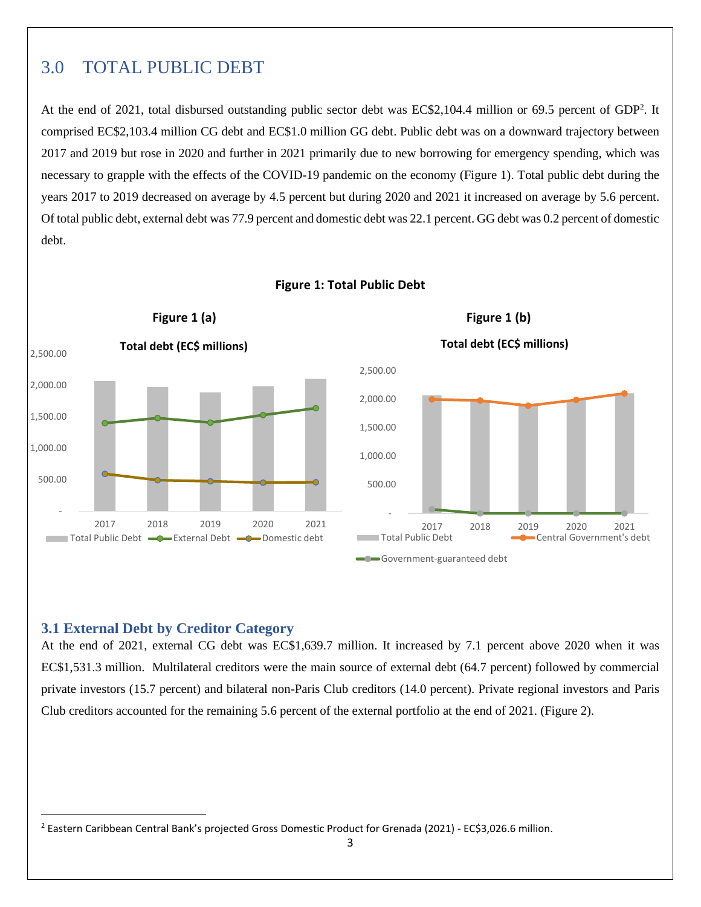## 3.0 TOTAL PUBLIC DEBT

At the end of 2021, total disbursed outstanding public sector debt was EC$2,104.4 million or 69.5 percent of GDP[2]. It comprised EC$2,103.4 million CG debt and EC$1.0 million GG debt. Public debt was on a downward trajectory between 2017 and 2019 but rose in 2020 and further in 2021 primarily due to new borrowing for emergency spending, which was necessary to grapple with the effects of the COVID-19 pandemic on the economy (Figure 1). Total public debt during the years 2017 to 2019 decreased on average by 4.5 percent but during 2020 and 2021 it increased on average by 5.6 percent. Of total public debt, external debt was 77.9 percent and domestic debt was 22.1 percent. GG debt was 0.2 percent of domestic debt.

**Figure 1: Total Public Debt**

**Figure 1 (a)**

**Total debt (EC$ millions)**

Legend: Total Public Debt, External Debt, Domestic debt

**Figure 1 (b)**

**Total debt (EC$ millions)**

Legend: Total Public Debt, Central Government's debt, Government-guaranteed debt

### 3.1 External Debt by Creditor Category

At the end of 2021, external CG debt was EC$1,639.7 million. It increased by 7.1 percent above 2020 when it was EC$1,531.3 million. Multilateral creditors were the main source of external debt (64.7 percent) followed by commercial private investors (15.7 percent) and bilateral non-Paris Club creditors (14.0 percent). Private regional investors and Paris Club creditors accounted for the remaining 5.6 percent of the external portfolio at the end of 2021. (Figure 2).

[2] Eastern Caribbean Central Bank's projected Gross Domestic Product for Grenada (2021) - EC$3,026.6 million.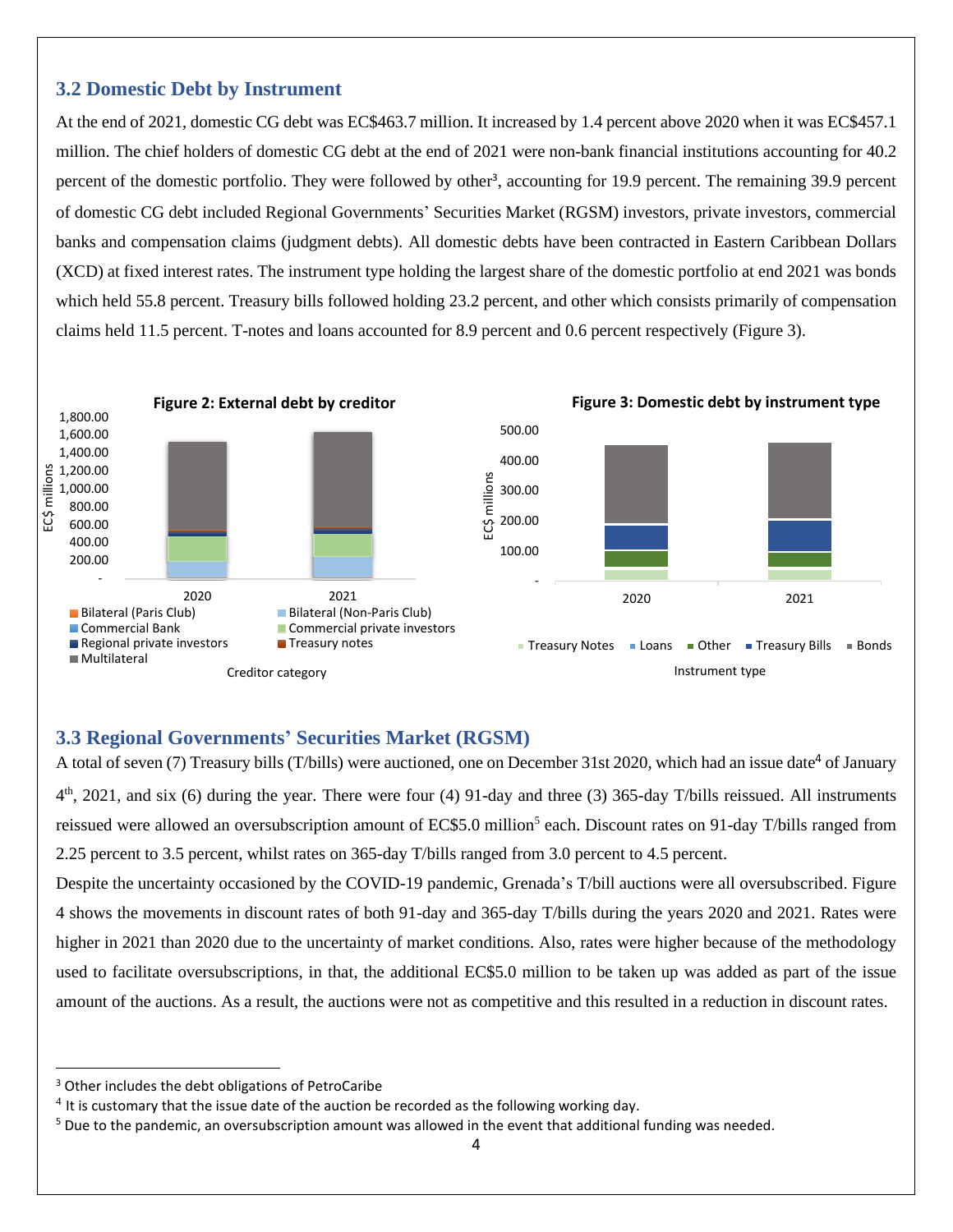### 3.2 Domestic Debt by Instrument

At the end of 2021, domestic CG debt was EC$463.7 million. It increased by 1.4 percent above 2020 when it was EC$457.1 million. The chief holders of domestic CG debt at the end of 2021 were non-bank financial institutions accounting for 40.2 percent of the domestic portfolio. They were followed by other[3], accounting for 19.9 percent. The remaining 39.9 percent of domestic CG debt included Regional Governments' Securities Market (RGSM) investors, private investors, commercial banks and compensation claims (judgment debts). All domestic debts have been contracted in Eastern Caribbean Dollars (XCD) at fixed interest rates. The instrument type holding the largest share of the domestic portfolio at end 2021 was bonds which held 55.8 percent. Treasury bills followed holding 23.2 percent, and other which consists primarily of compensation claims held 11.5 percent. T-notes and loans accounted for 8.9 percent and 0.6 percent respectively (Figure 3).

**Figure 2: External debt by creditor**

**Figure 3: Domestic debt by instrument type**

### 3.3 Regional Governments' Securities Market (RGSM)

A total of seven (7) Treasury bills (T/bills) were auctioned, one on December 31st 2020, which had an issue date[4] of January 4th, 2021, and six (6) during the year. There were four (4) 91-day and three (3) 365-day T/bills reissued. All instruments reissued were allowed an oversubscription amount of EC$5.0 million[5] each. Discount rates on 91-day T/bills ranged from 2.25 percent to 3.5 percent, whilst rates on 365-day T/bills ranged from 3.0 percent to 4.5 percent.

Despite the uncertainty occasioned by the COVID-19 pandemic, Grenada's T/bill auctions were all oversubscribed. Figure 4 shows the movements in discount rates of both 91-day and 365-day T/bills during the years 2020 and 2021. Rates were higher in 2021 than 2020 due to the uncertainty of market conditions. Also, rates were higher because of the methodology used to facilitate oversubscriptions, in that, the additional EC$5.0 million to be taken up was added as part of the issue amount of the auctions. As a result, the auctions were not as competitive and this resulted in a reduction in discount rates.

---

[3] Other includes the debt obligations of PetroCaribe

[4] It is customary that the issue date of the auction be recorded as the following working day.

[5] Due to the pandemic, an oversubscription amount was allowed in the event that additional funding was needed.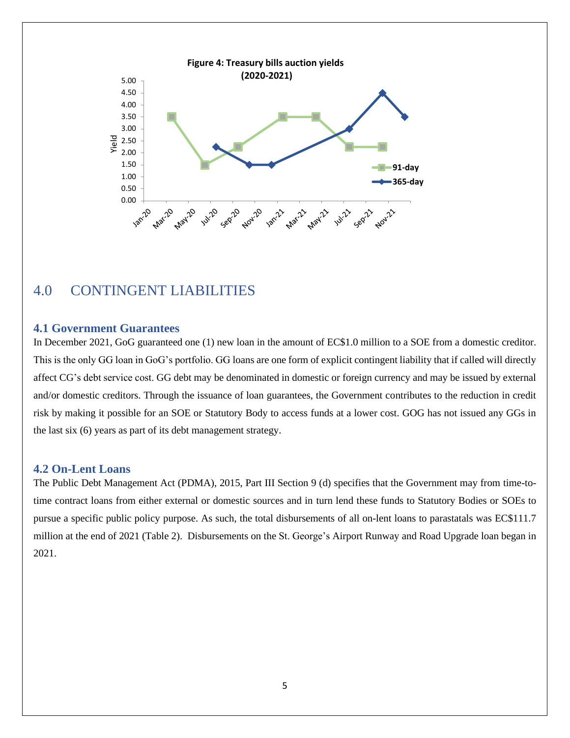**Figure 4: Treasury bills auction yields (2020-2021)**

## 4.0 CONTINGENT LIABILITIES

### 4.1 Government Guarantees

In December 2021, GoG guaranteed one (1) new loan in the amount of EC$1.0 million to a SOE from a domestic creditor. This is the only GG loan in GoG's portfolio. GG loans are one form of explicit contingent liability that if called will directly affect CG's debt service cost. GG debt may be denominated in domestic or foreign currency and may be issued by external and/or domestic creditors. Through the issuance of loan guarantees, the Government contributes to the reduction in credit risk by making it possible for an SOE or Statutory Body to access funds at a lower cost. GOG has not issued any GGs in the last six (6) years as part of its debt management strategy.

### 4.2 On-Lent Loans

The Public Debt Management Act (PDMA), 2015, Part III Section 9 (d) specifies that the Government may from time-to-time contract loans from either external or domestic sources and in turn lend these funds to Statutory Bodies or SOEs to pursue a specific public policy purpose. As such, the total disbursements of all on-lent loans to parastatals was EC$111.7 million at the end of 2021 (Table 2). Disbursements on the St. George's Airport Runway and Road Upgrade loan began in 2021.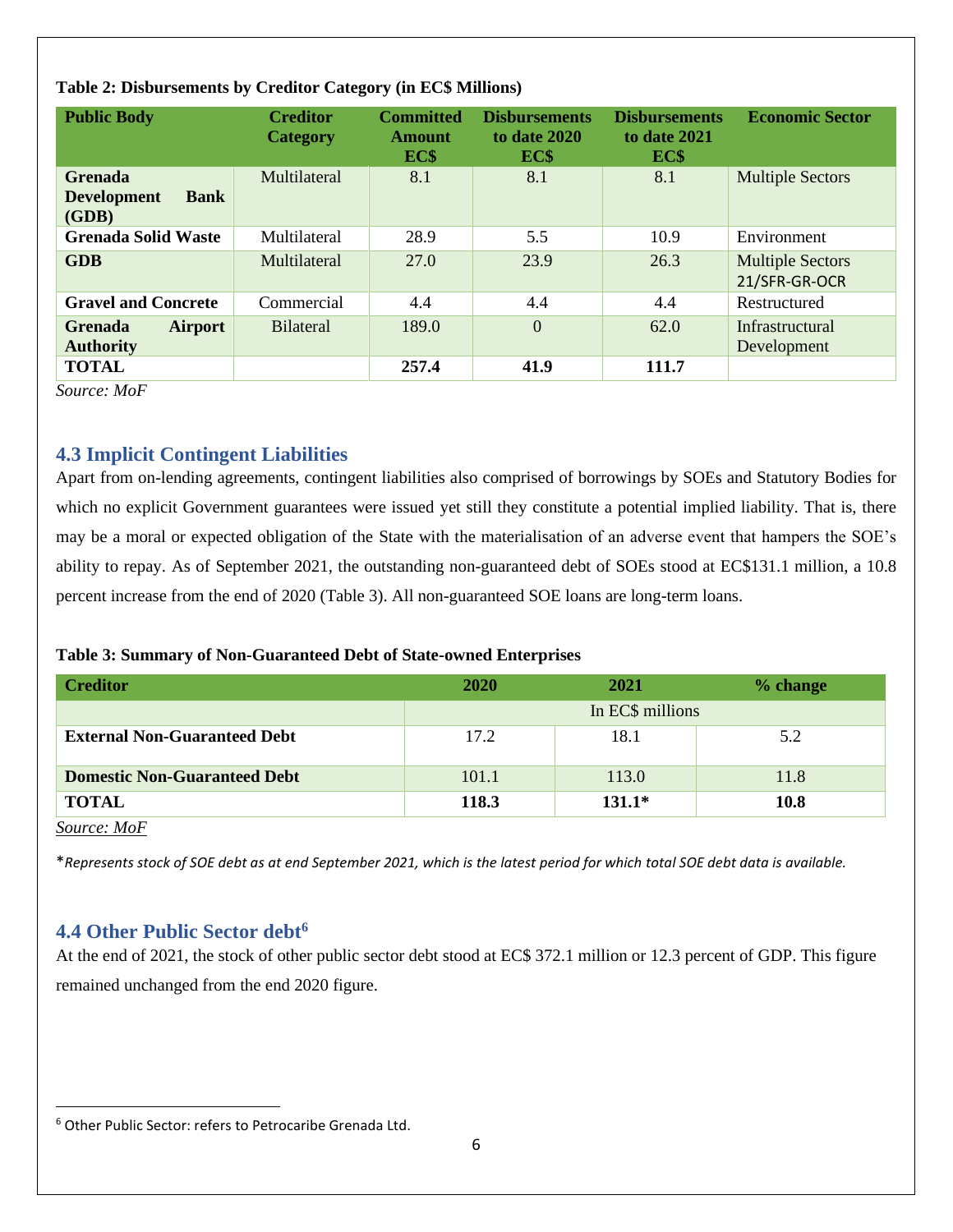**Table 2: Disbursements by Creditor Category (in EC$ Millions)**

| Public Body | Creditor Category | Committed Amount EC$ | Disbursements to date 2020 EC$ | Disbursements to date 2021 EC$ | Economic Sector |
|---|---|---|---|---|---|
| **Grenada Development Bank (GDB)** | Multilateral | 8.1 | 8.1 | 8.1 | Multiple Sectors |
| **Grenada Solid Waste** | Multilateral | 28.9 | 5.5 | 10.9 | Environment |
| **GDB** | Multilateral | 27.0 | 23.9 | 26.3 | Multiple Sectors 21/SFR-GR-OCR |
| **Gravel and Concrete** | Commercial | 4.4 | 4.4 | 4.4 | Restructured |
| **Grenada Airport Authority** | Bilateral | 189.0 | 0 | 62.0 | Infrastructural Development |
| **TOTAL** | | **257.4** | **41.9** | **111.7** | |

*Source: MoF*

## 4.3 Implicit Contingent Liabilities

Apart from on-lending agreements, contingent liabilities also comprised of borrowings by SOEs and Statutory Bodies for which no explicit Government guarantees were issued yet still they constitute a potential implied liability. That is, there may be a moral or expected obligation of the State with the materialisation of an adverse event that hampers the SOE's ability to repay. As of September 2021, the outstanding non-guaranteed debt of SOEs stood at EC$131.1 million, a 10.8 percent increase from the end of 2020 (Table 3). All non-guaranteed SOE loans are long-term loans.

**Table 3: Summary of Non-Guaranteed Debt of State-owned Enterprises**

| Creditor | 2020 | 2021 | % change |
|---|---|---|---|
| | In EC$ millions | | |
| **External Non-Guaranteed Debt** | 17.2 | 18.1 | 5.2 |
| **Domestic Non-Guaranteed Debt** | 101.1 | 113.0 | 11.8 |
| **TOTAL** | **118.3** | **131.1*** | **10.8** |

*Source: MoF*

*\*Represents stock of SOE debt as at end September 2021, which is the latest period for which total SOE debt data is available.*

## 4.4 Other Public Sector debt[6]

At the end of 2021, the stock of other public sector debt stood at EC$ 372.1 million or 12.3 percent of GDP. This figure remained unchanged from the end 2020 figure.

[6] Other Public Sector: refers to Petrocaribe Grenada Ltd.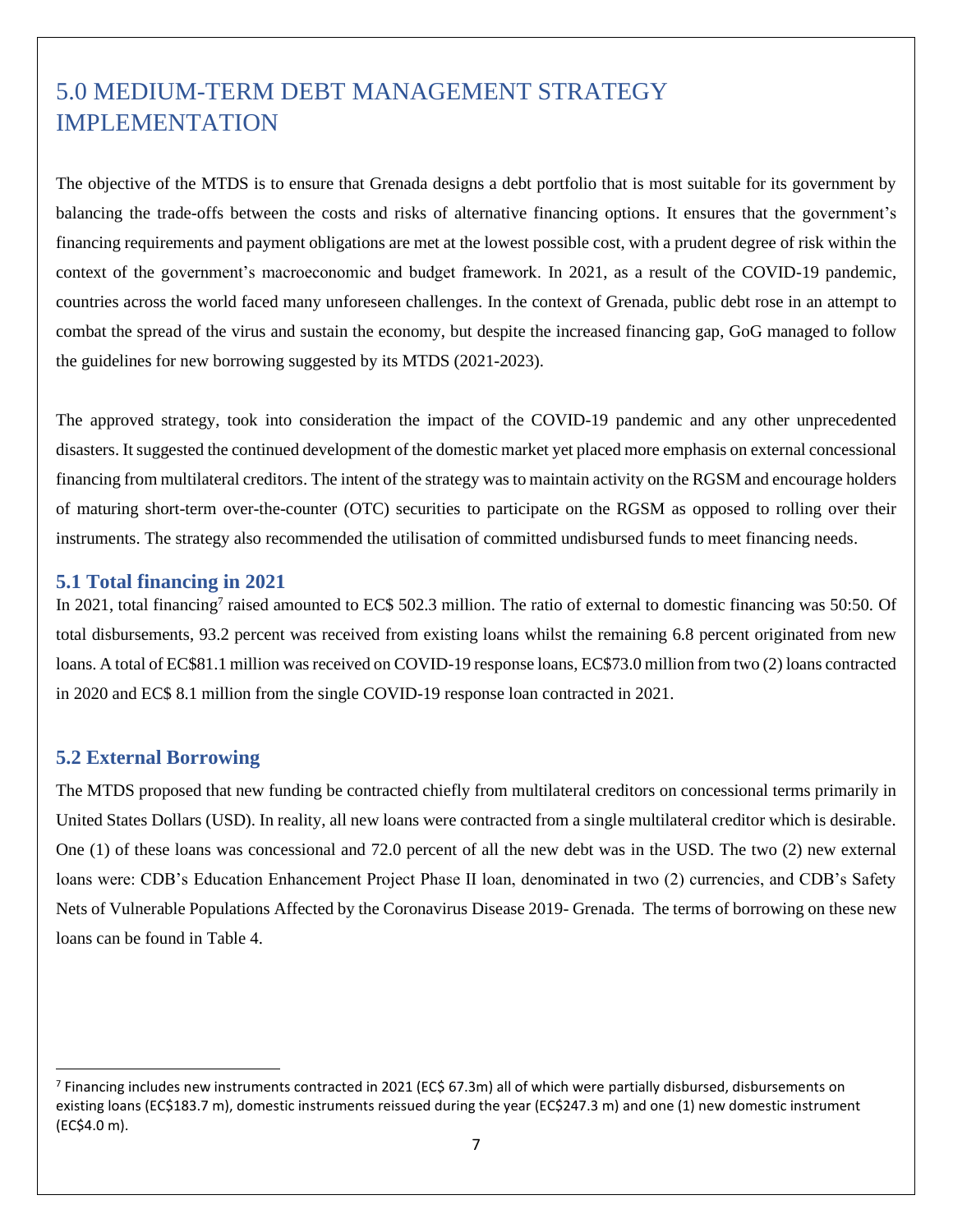# 5.0 MEDIUM-TERM DEBT MANAGEMENT STRATEGY IMPLEMENTATION

The objective of the MTDS is to ensure that Grenada designs a debt portfolio that is most suitable for its government by balancing the trade-offs between the costs and risks of alternative financing options. It ensures that the government's financing requirements and payment obligations are met at the lowest possible cost, with a prudent degree of risk within the context of the government's macroeconomic and budget framework. In 2021, as a result of the COVID-19 pandemic, countries across the world faced many unforeseen challenges. In the context of Grenada, public debt rose in an attempt to combat the spread of the virus and sustain the economy, but despite the increased financing gap, GoG managed to follow the guidelines for new borrowing suggested by its MTDS (2021-2023).

The approved strategy, took into consideration the impact of the COVID-19 pandemic and any other unprecedented disasters. It suggested the continued development of the domestic market yet placed more emphasis on external concessional financing from multilateral creditors. The intent of the strategy was to maintain activity on the RGSM and encourage holders of maturing short-term over-the-counter (OTC) securities to participate on the RGSM as opposed to rolling over their instruments. The strategy also recommended the utilisation of committed undisbursed funds to meet financing needs.

## 5.1 Total financing in 2021

In 2021, total financing[7] raised amounted to EC$ 502.3 million. The ratio of external to domestic financing was 50:50. Of total disbursements, 93.2 percent was received from existing loans whilst the remaining 6.8 percent originated from new loans. A total of EC$81.1 million was received on COVID-19 response loans, EC$73.0 million from two (2) loans contracted in 2020 and EC$ 8.1 million from the single COVID-19 response loan contracted in 2021.

## 5.2 External Borrowing

The MTDS proposed that new funding be contracted chiefly from multilateral creditors on concessional terms primarily in United States Dollars (USD). In reality, all new loans were contracted from a single multilateral creditor which is desirable. One (1) of these loans was concessional and 72.0 percent of all the new debt was in the USD. The two (2) new external loans were: CDB's Education Enhancement Project Phase II loan, denominated in two (2) currencies, and CDB's Safety Nets of Vulnerable Populations Affected by the Coronavirus Disease 2019- Grenada. The terms of borrowing on these new loans can be found in Table 4.

---

[7] Financing includes new instruments contracted in 2021 (EC$ 67.3m) all of which were partially disbursed, disbursements on existing loans (EC$183.7 m), domestic instruments reissued during the year (EC$247.3 m) and one (1) new domestic instrument (EC$4.0 m).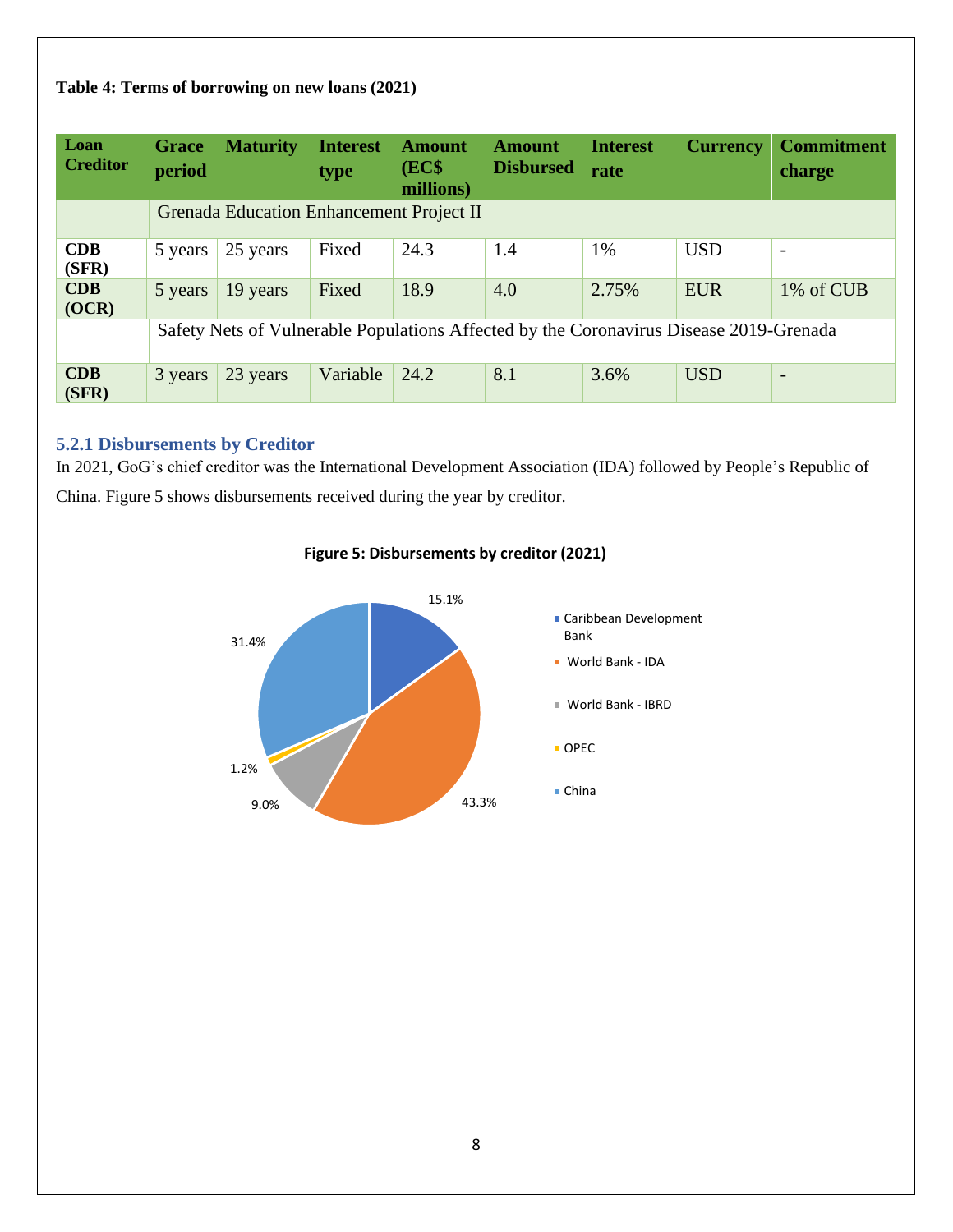**Table 4: Terms of borrowing on new loans (2021)**

| Loan Creditor | Grace period | Maturity | Interest type | Amount (EC$ millions) | Amount Disbursed | Interest rate | Currency | Commitment charge |
|---|---|---|---|---|---|---|---|---|
| | Grenada Education Enhancement Project II | | | | | | | |
| **CDB (SFR)** | 5 years | 25 years | Fixed | 24.3 | 1.4 | 1% | USD | - |
| **CDB (OCR)** | 5 years | 19 years | Fixed | 18.9 | 4.0 | 2.75% | EUR | 1% of CUB |
| | Safety Nets of Vulnerable Populations Affected by the Coronavirus Disease 2019-Grenada | | | | | | | |
| **CDB (SFR)** | 3 years | 23 years | Variable | 24.2 | 8.1 | 3.6% | USD | - |

### 5.2.1 Disbursements by Creditor

In 2021, GoG's chief creditor was the International Development Association (IDA) followed by People's Republic of China. Figure 5 shows disbursements received during the year by creditor.

**Figure 5: Disbursements by creditor (2021)**

| Creditor | Share |
|---|---|
| Caribbean Development Bank | 15.1% |
| World Bank - IDA | 43.3% |
| World Bank - IBRD | 9.0% |
| OPEC | 1.2% |
| China | 31.4% |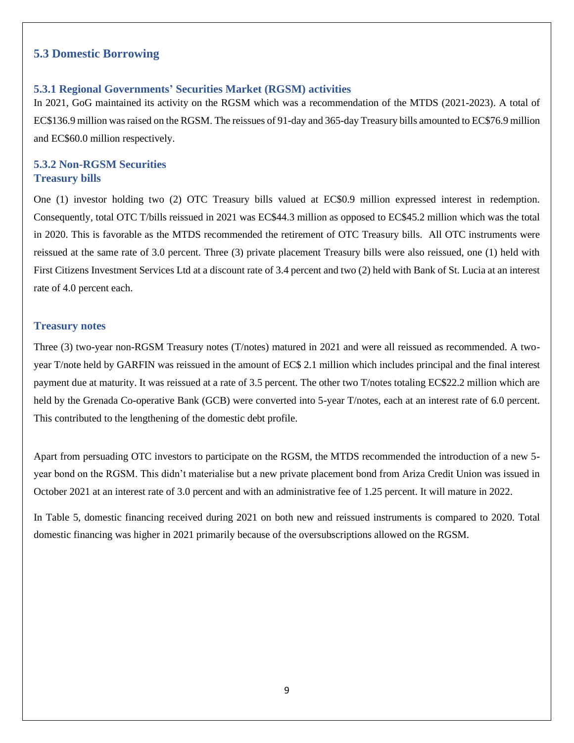## 5.3 Domestic Borrowing

### 5.3.1 Regional Governments' Securities Market (RGSM) activities

In 2021, GoG maintained its activity on the RGSM which was a recommendation of the MTDS (2021-2023). A total of EC$136.9 million was raised on the RGSM. The reissues of 91-day and 365-day Treasury bills amounted to EC$76.9 million and EC$60.0 million respectively.

### 5.3.2 Non-RGSM Securities

#### Treasury bills

One (1) investor holding two (2) OTC Treasury bills valued at EC$0.9 million expressed interest in redemption. Consequently, total OTC T/bills reissued in 2021 was EC$44.3 million as opposed to EC$45.2 million which was the total in 2020. This is favorable as the MTDS recommended the retirement of OTC Treasury bills. All OTC instruments were reissued at the same rate of 3.0 percent. Three (3) private placement Treasury bills were also reissued, one (1) held with First Citizens Investment Services Ltd at a discount rate of 3.4 percent and two (2) held with Bank of St. Lucia at an interest rate of 4.0 percent each.

#### Treasury notes

Three (3) two-year non-RGSM Treasury notes (T/notes) matured in 2021 and were all reissued as recommended. A two-year T/note held by GARFIN was reissued in the amount of EC$ 2.1 million which includes principal and the final interest payment due at maturity. It was reissued at a rate of 3.5 percent. The other two T/notes totaling EC$22.2 million which are held by the Grenada Co-operative Bank (GCB) were converted into 5-year T/notes, each at an interest rate of 6.0 percent. This contributed to the lengthening of the domestic debt profile.

Apart from persuading OTC investors to participate on the RGSM, the MTDS recommended the introduction of a new 5-year bond on the RGSM. This didn't materialise but a new private placement bond from Ariza Credit Union was issued in October 2021 at an interest rate of 3.0 percent and with an administrative fee of 1.25 percent. It will mature in 2022.

In Table 5, domestic financing received during 2021 on both new and reissued instruments is compared to 2020. Total domestic financing was higher in 2021 primarily because of the oversubscriptions allowed on the RGSM.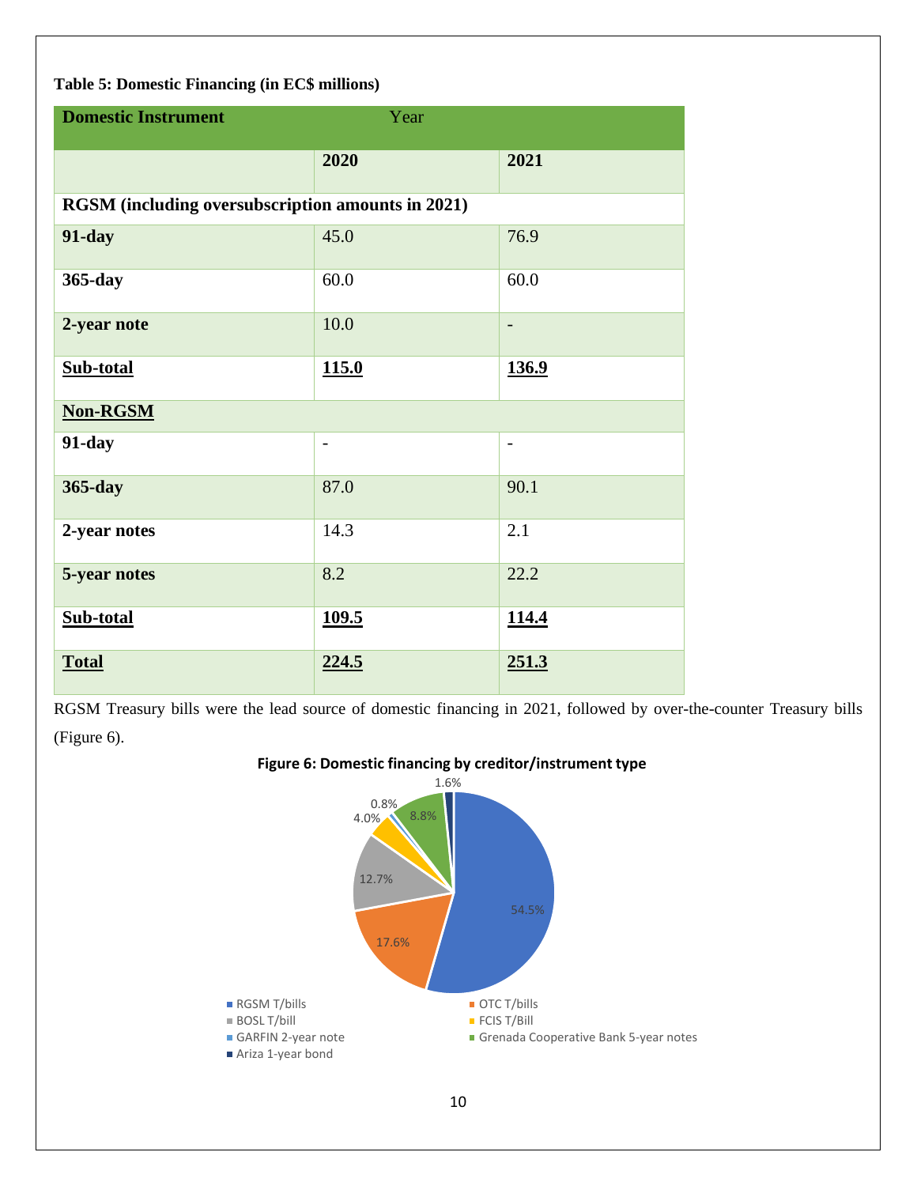**Table 5: Domestic Financing (in EC$ millions)**

| Domestic Instrument | Year | |
|---|---|---|
| | **2020** | **2021** |
| **RGSM (including oversubscription amounts in 2021)** | | |
| **91-day** | 45.0 | 76.9 |
| **365-day** | 60.0 | 60.0 |
| **2-year note** | 10.0 | - |
| **Sub-total** | **115.0** | **136.9** |
| **Non-RGSM** | | |
| **91-day** | - | - |
| **365-day** | 87.0 | 90.1 |
| **2-year notes** | 14.3 | 2.1 |
| **5-year notes** | 8.2 | 22.2 |
| **Sub-total** | **109.5** | **114.4** |
| **Total** | **224.5** | **251.3** |

RGSM Treasury bills were the lead source of domestic financing in 2021, followed by over-the-counter Treasury bills (Figure 6).

**Figure 6: Domestic financing by creditor/instrument type**

| Creditor/instrument type | Share |
|---|---|
| RGSM T/bills | 54.5% |
| OTC T/bills | 17.6% |
| BOSL T/bill | 12.7% |
| FCIS T/Bill | 4.0% |
| GARFIN 2-year note | 0.8% |
| Grenada Cooperative Bank 5-year notes | 8.8% |
| Ariza 1-year bond | 1.6% |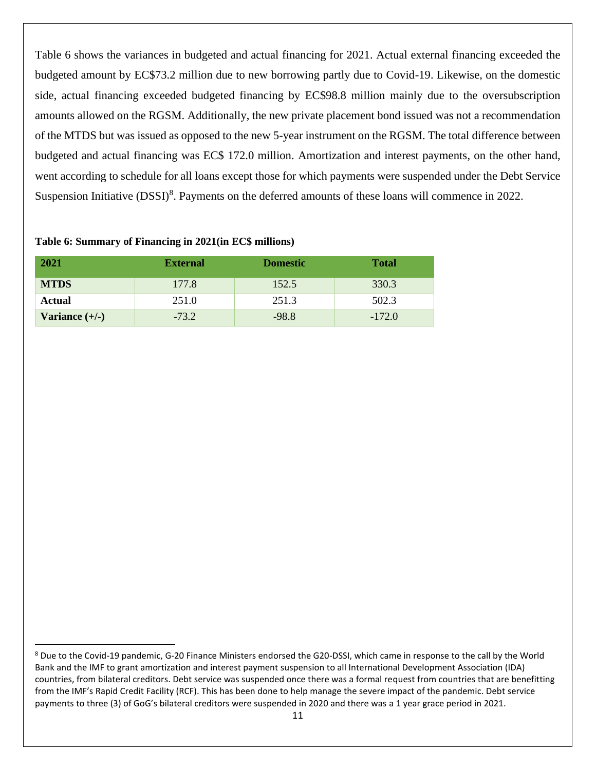Table 6 shows the variances in budgeted and actual financing for 2021. Actual external financing exceeded the budgeted amount by EC$73.2 million due to new borrowing partly due to Covid-19. Likewise, on the domestic side, actual financing exceeded budgeted financing by EC$98.8 million mainly due to the oversubscription amounts allowed on the RGSM. Additionally, the new private placement bond issued was not a recommendation of the MTDS but was issued as opposed to the new 5-year instrument on the RGSM. The total difference between budgeted and actual financing was EC$ 172.0 million. Amortization and interest payments, on the other hand, went according to schedule for all loans except those for which payments were suspended under the Debt Service Suspension Initiative (DSSI)[8]. Payments on the deferred amounts of these loans will commence in 2022.

**Table 6: Summary of Financing in 2021(in EC$ millions)**

| 2021 | External | Domestic | Total |
|---|---|---|---|
| **MTDS** | 177.8 | 152.5 | 330.3 |
| **Actual** | 251.0 | 251.3 | 502.3 |
| **Variance (+/-)** | -73.2 | -98.8 | -172.0 |

[8] Due to the Covid-19 pandemic, G-20 Finance Ministers endorsed the G20-DSSI, which came in response to the call by the World Bank and the IMF to grant amortization and interest payment suspension to all International Development Association (IDA) countries, from bilateral creditors. Debt service was suspended once there was a formal request from countries that are benefitting from the IMF's Rapid Credit Facility (RCF). This has been done to help manage the severe impact of the pandemic. Debt service payments to three (3) of GoG's bilateral creditors were suspended in 2020 and there was a 1 year grace period in 2021.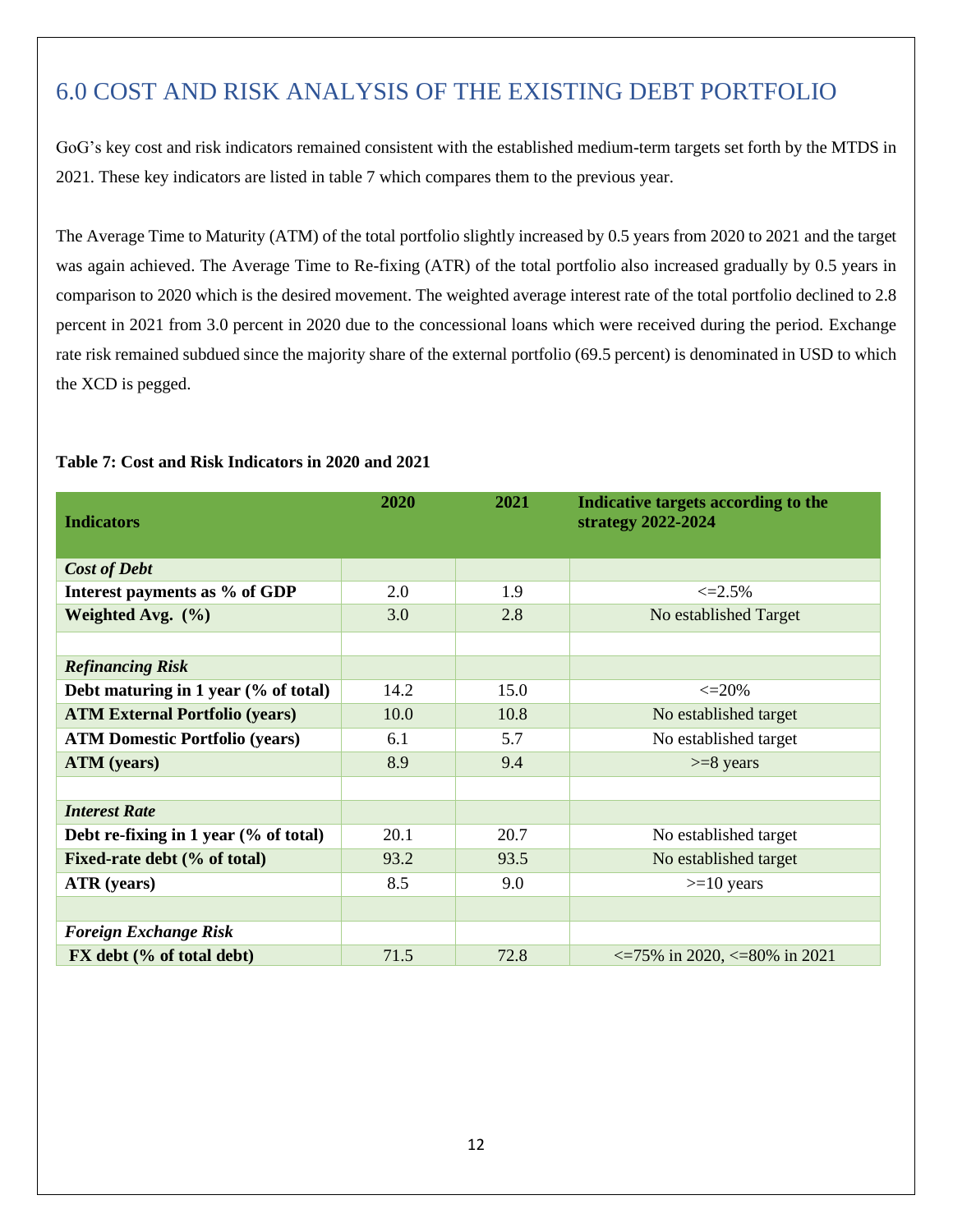# 6.0 COST AND RISK ANALYSIS OF THE EXISTING DEBT PORTFOLIO

GoG's key cost and risk indicators remained consistent with the established medium-term targets set forth by the MTDS in 2021. These key indicators are listed in table 7 which compares them to the previous year.

The Average Time to Maturity (ATM) of the total portfolio slightly increased by 0.5 years from 2020 to 2021 and the target was again achieved. The Average Time to Re-fixing (ATR) of the total portfolio also increased gradually by 0.5 years in comparison to 2020 which is the desired movement. The weighted average interest rate of the total portfolio declined to 2.8 percent in 2021 from 3.0 percent in 2020 due to the concessional loans which were received during the period. Exchange rate risk remained subdued since the majority share of the external portfolio (69.5 percent) is denominated in USD to which the XCD is pegged.

**Table 7: Cost and Risk Indicators in 2020 and 2021**

| Indicators | 2020 | 2021 | Indicative targets according to the strategy 2022-2024 |
|---|---|---|---|
| ***Cost of Debt*** | | | |
| **Interest payments as % of GDP** | 2.0 | 1.9 | <=2.5% |
| **Weighted Avg. (%)** | 3.0 | 2.8 | No established Target |
| | | | |
| ***Refinancing Risk*** | | | |
| **Debt maturing in 1 year (% of total)** | 14.2 | 15.0 | <=20% |
| **ATM External Portfolio (years)** | 10.0 | 10.8 | No established target |
| **ATM Domestic Portfolio (years)** | 6.1 | 5.7 | No established target |
| **ATM (years)** | 8.9 | 9.4 | >=8 years |
| | | | |
| ***Interest Rate*** | | | |
| **Debt re-fixing in 1 year (% of total)** | 20.1 | 20.7 | No established target |
| **Fixed-rate debt (% of total)** | 93.2 | 93.5 | No established target |
| **ATR (years)** | 8.5 | 9.0 | >=10 years |
| | | | |
| ***Foreign Exchange Risk*** | | | |
| **FX debt (% of total debt)** | 71.5 | 72.8 | <=75% in 2020, <=80% in 2021 |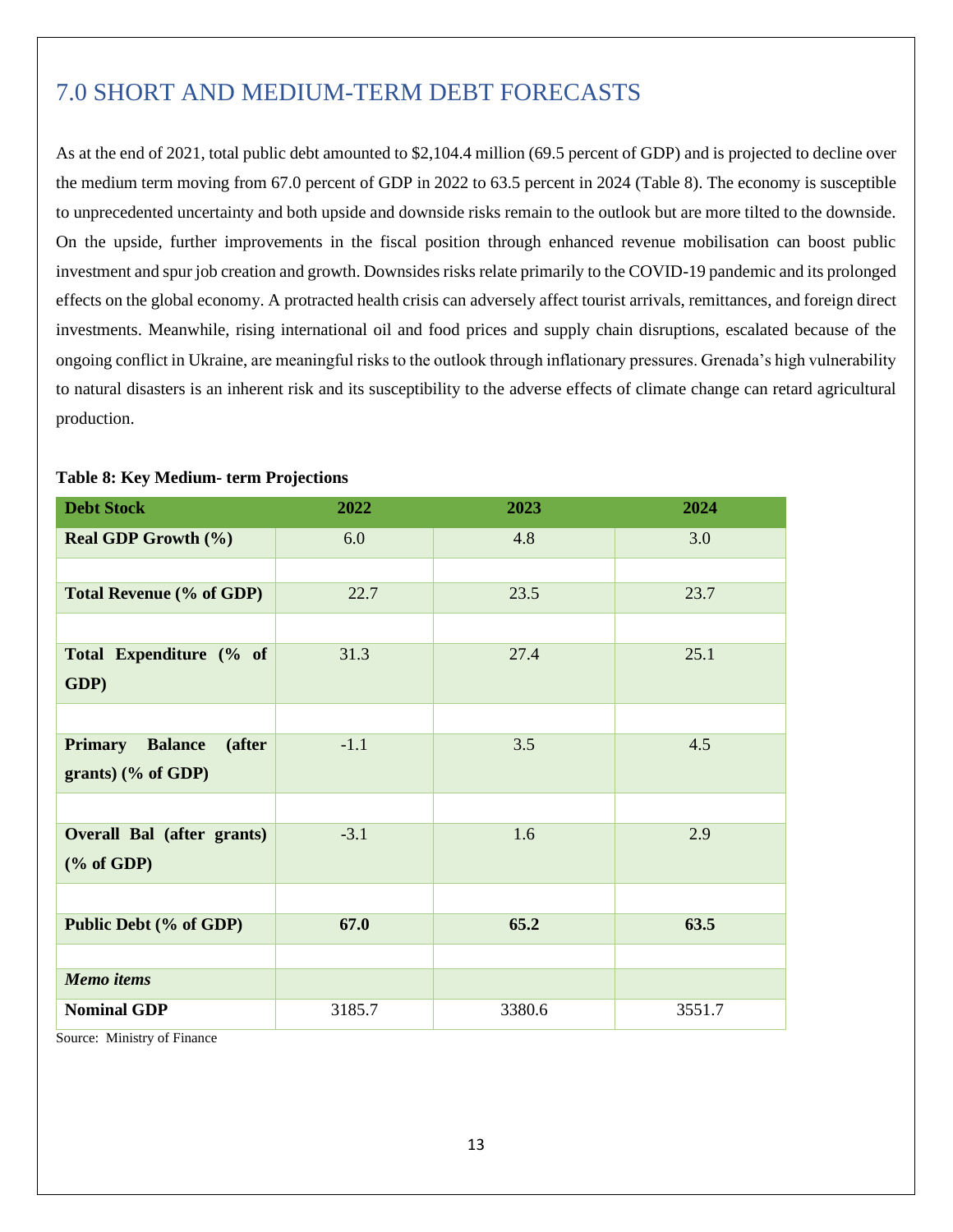## 7.0 SHORT AND MEDIUM-TERM DEBT FORECASTS

As at the end of 2021, total public debt amounted to $2,104.4 million (69.5 percent of GDP) and is projected to decline over the medium term moving from 67.0 percent of GDP in 2022 to 63.5 percent in 2024 (Table 8). The economy is susceptible to unprecedented uncertainty and both upside and downside risks remain to the outlook but are more tilted to the downside. On the upside, further improvements in the fiscal position through enhanced revenue mobilisation can boost public investment and spur job creation and growth. Downsides risks relate primarily to the COVID-19 pandemic and its prolonged effects on the global economy. A protracted health crisis can adversely affect tourist arrivals, remittances, and foreign direct investments. Meanwhile, rising international oil and food prices and supply chain disruptions, escalated because of the ongoing conflict in Ukraine, are meaningful risks to the outlook through inflationary pressures. Grenada's high vulnerability to natural disasters is an inherent risk and its susceptibility to the adverse effects of climate change can retard agricultural production.

**Table 8: Key Medium- term Projections**

| Debt Stock | 2022 | 2023 | 2024 |
|---|---|---|---|
| **Real GDP Growth (%)** | 6.0 | 4.8 | 3.0 |
| | | | |
| **Total Revenue (% of GDP)** | 22.7 | 23.5 | 23.7 |
| | | | |
| **Total Expenditure (% of GDP)** | 31.3 | 27.4 | 25.1 |
| | | | |
| **Primary Balance (after grants) (% of GDP)** | -1.1 | 3.5 | 4.5 |
| | | | |
| **Overall Bal (after grants) (% of GDP)** | -3.1 | 1.6 | 2.9 |
| | | | |
| **Public Debt (% of GDP)** | **67.0** | **65.2** | **63.5** |
| | | | |
| ***Memo items*** | | | |
| **Nominal GDP** | 3185.7 | 3380.6 | 3551.7 |

Source: Ministry of Finance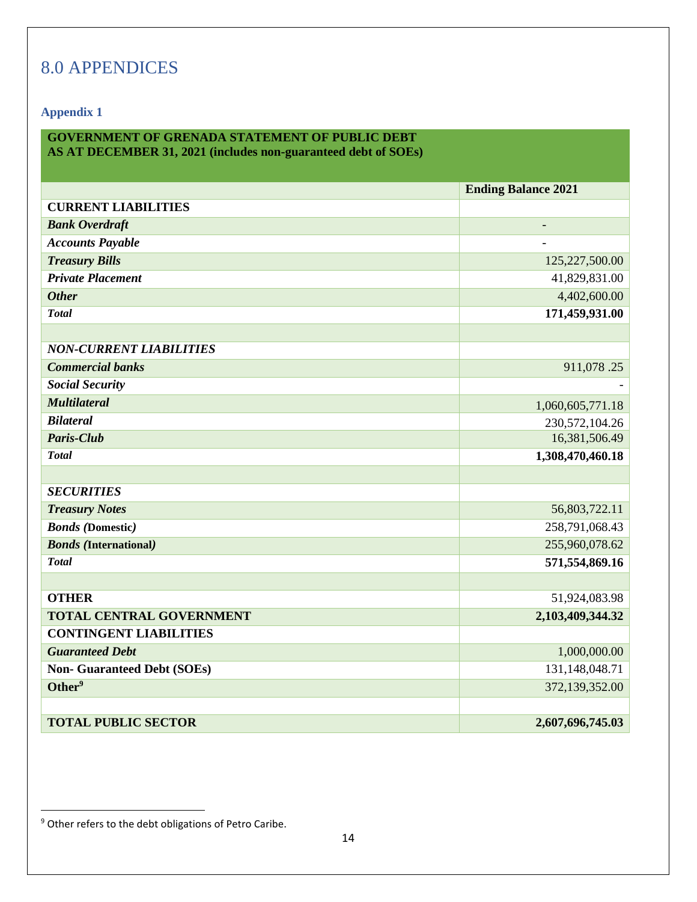# 8.0 APPENDICES

### Appendix 1

| GOVERNMENT OF GRENADA STATEMENT OF PUBLIC DEBT AS AT DECEMBER 31, 2021 (includes non-guaranteed debt of SOEs) | |
|---|---|
| | **Ending Balance 2021** |
| **CURRENT LIABILITIES** | |
| ***Bank Overdraft*** | - |
| ***Accounts Payable*** | - |
| ***Treasury Bills*** | 125,227,500.00 |
| ***Private Placement*** | 41,829,831.00 |
| ***Other*** | 4,402,600.00 |
| ***Total*** | **171,459,931.00** |
| | |
| ***NON-CURRENT LIABILITIES*** | |
| ***Commercial banks*** | 911,078 .25 |
| ***Social Security*** | - |
| ***Multilateral*** | 1,060,605,771.18 |
| ***Bilateral*** | 230,572,104.26 |
| ***Paris-Club*** | 16,381,506.49 |
| ***Total*** | **1,308,470,460.18** |
| | |
| ***SECURITIES*** | |
| ***Treasury Notes*** | 56,803,722.11 |
| ***Bonds (*Domestic*)*** | 258,791,068.43 |
| ***Bonds (*International*)*** | 255,960,078.62 |
| ***Total*** | **571,554,869.16** |
| | |
| **OTHER** | 51,924,083.98 |
| **TOTAL CENTRAL GOVERNMENT** | **2,103,409,344.32** |
| **CONTINGENT LIABILITIES** | |
| ***Guaranteed Debt*** | 1,000,000.00 |
| **Non- Guaranteed Debt (SOEs)** | 131,148,048.71 |
| **Other**[9] | 372,139,352.00 |
| | |
| **TOTAL PUBLIC SECTOR** | **2,607,696,745.03** |

[9] Other refers to the debt obligations of Petro Caribe.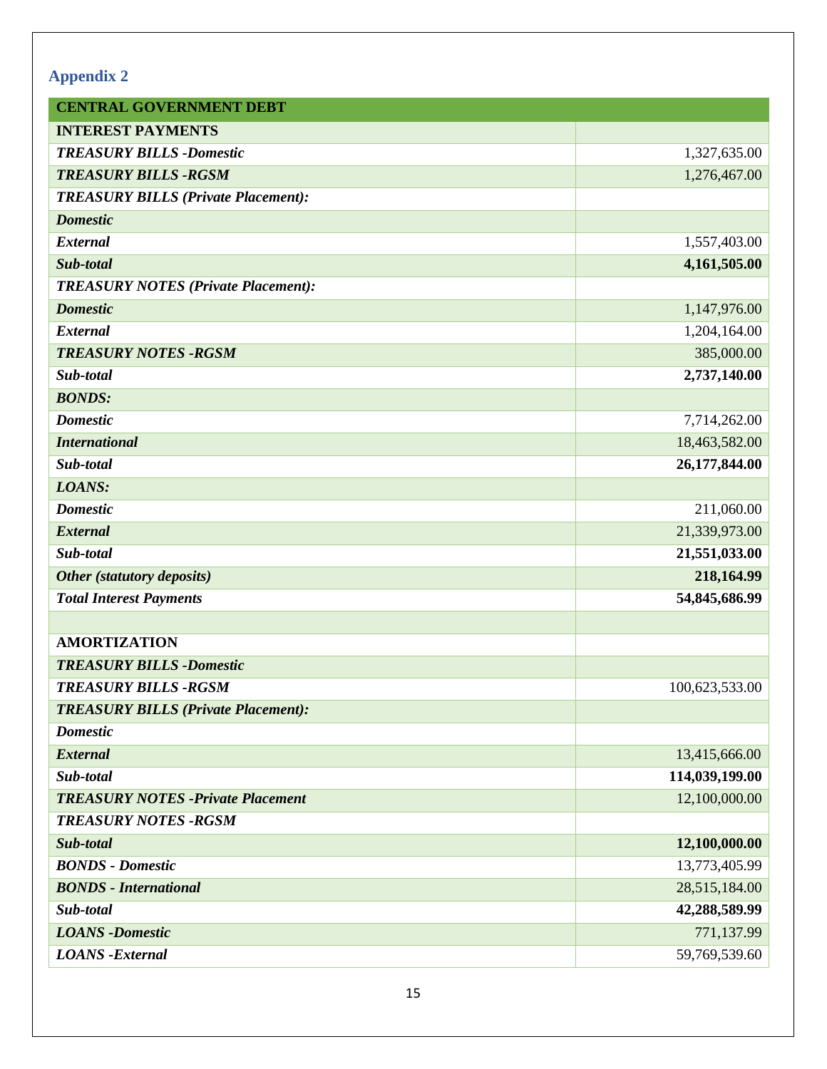## Appendix 2

| CENTRAL GOVERNMENT DEBT | |
|---|---|
| **INTEREST PAYMENTS** | |
| ***TREASURY BILLS -Domestic*** | 1,327,635.00 |
| ***TREASURY BILLS -RGSM*** | 1,276,467.00 |
| ***TREASURY BILLS (Private Placement):*** | |
| ***Domestic*** | |
| ***External*** | 1,557,403.00 |
| ***Sub-total*** | **4,161,505.00** |
| ***TREASURY NOTES (Private Placement):*** | |
| ***Domestic*** | 1,147,976.00 |
| ***External*** | 1,204,164.00 |
| ***TREASURY NOTES -RGSM*** | 385,000.00 |
| ***Sub-total*** | **2,737,140.00** |
| ***BONDS:*** | |
| ***Domestic*** | 7,714,262.00 |
| ***International*** | 18,463,582.00 |
| ***Sub-total*** | **26,177,844.00** |
| ***LOANS:*** | |
| ***Domestic*** | 211,060.00 |
| ***External*** | 21,339,973.00 |
| ***Sub-total*** | **21,551,033.00** |
| ***Other (statutory deposits)*** | **218,164.99** |
| ***Total Interest Payments*** | **54,845,686.99** |
| | |
| **AMORTIZATION** | |
| ***TREASURY BILLS -Domestic*** | |
| ***TREASURY BILLS -RGSM*** | 100,623,533.00 |
| ***TREASURY BILLS (Private Placement):*** | |
| ***Domestic*** | |
| ***External*** | 13,415,666.00 |
| ***Sub-total*** | **114,039,199.00** |
| ***TREASURY NOTES -Private Placement*** | 12,100,000.00 |
| ***TREASURY NOTES -RGSM*** | |
| ***Sub-total*** | **12,100,000.00** |
| ***BONDS - Domestic*** | 13,773,405.99 |
| ***BONDS - International*** | 28,515,184.00 |
| ***Sub-total*** | **42,288,589.99** |
| ***LOANS -Domestic*** | 771,137.99 |
| ***LOANS -External*** | 59,769,539.60 |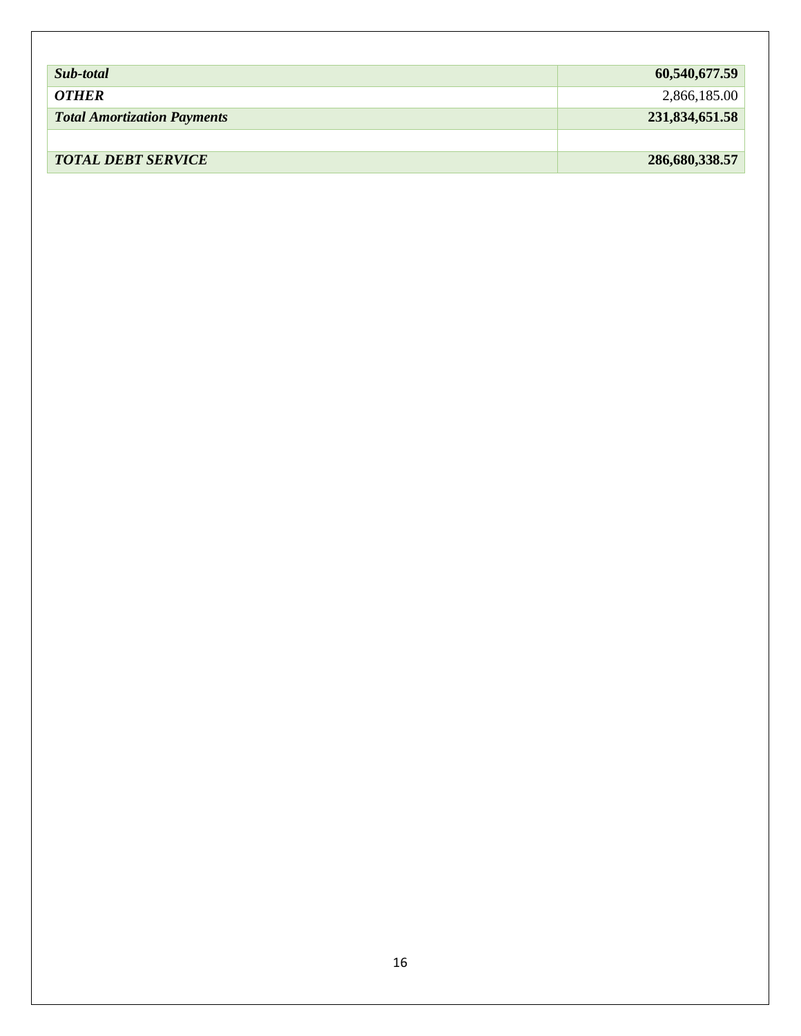| | |
|---|---|
| ***Sub-total*** | **60,540,677.59** |
| ***OTHER*** | 2,866,185.00 |
| ***Total Amortization Payments*** | **231,834,651.58** |
| | |
| ***TOTAL DEBT SERVICE*** | **286,680,338.57** |